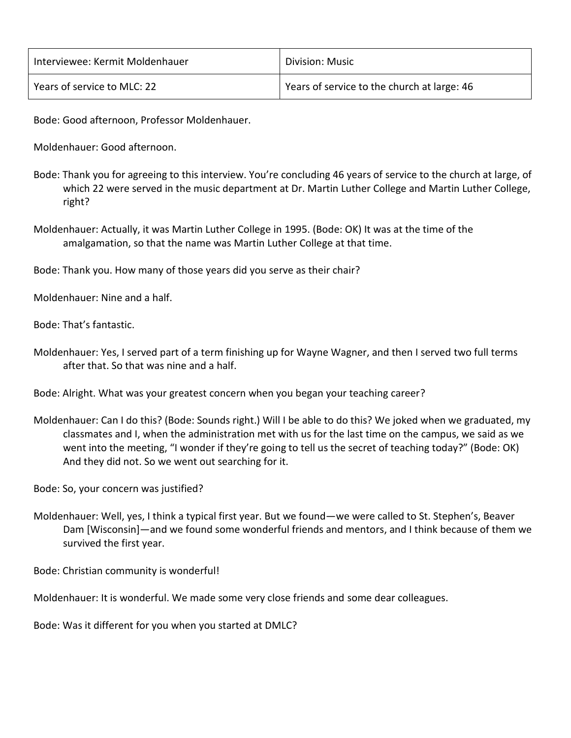| Interviewee: Kermit Moldenhauer | Division: Music |
| --- | --- |
| Years of service to MLC: 22 | Years of service to the church at large: 46 |

Bode: Good afternoon, Professor Moldenhauer.

Moldenhauer: Good afternoon.

Bode: Thank you for agreeing to this interview. You're concluding 46 years of service to the church at large, of which 22 were served in the music department at Dr. Martin Luther College and Martin Luther College, right?

Moldenhauer: Actually, it was Martin Luther College in 1995. (Bode: OK) It was at the time of the amalgamation, so that the name was Martin Luther College at that time.

Bode: Thank you. How many of those years did you serve as their chair?

Moldenhauer: Nine and a half.

Bode: That's fantastic.

Moldenhauer: Yes, I served part of a term finishing up for Wayne Wagner, and then I served two full terms after that. So that was nine and a half.

Bode: Alright. What was your greatest concern when you began your teaching career?

Moldenhauer: Can I do this? (Bode: Sounds right.) Will I be able to do this? We joked when we graduated, my classmates and I, when the administration met with us for the last time on the campus, we said as we went into the meeting, "I wonder if they're going to tell us the secret of teaching today?" (Bode: OK) And they did not. So we went out searching for it.

Bode: So, your concern was justified?

Moldenhauer: Well, yes, I think a typical first year. But we found—we were called to St. Stephen's, Beaver Dam [Wisconsin]—and we found some wonderful friends and mentors, and I think because of them we survived the first year.

Bode: Christian community is wonderful!

Moldenhauer: It is wonderful. We made some very close friends and some dear colleagues.

Bode: Was it different for you when you started at DMLC?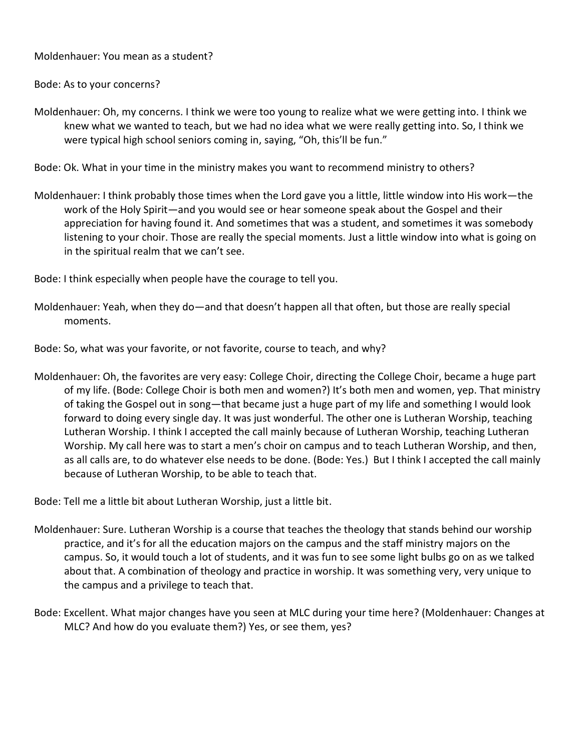Moldenhauer: You mean as a student?

Bode: As to your concerns?

Moldenhauer: Oh, my concerns. I think we were too young to realize what we were getting into. I think we knew what we wanted to teach, but we had no idea what we were really getting into. So, I think we were typical high school seniors coming in, saying, "Oh, this'll be fun."

Bode: Ok. What in your time in the ministry makes you want to recommend ministry to others?

Moldenhauer: I think probably those times when the Lord gave you a little, little window into His work—the work of the Holy Spirit—and you would see or hear someone speak about the Gospel and their appreciation for having found it. And sometimes that was a student, and sometimes it was somebody listening to your choir. Those are really the special moments. Just a little window into what is going on in the spiritual realm that we can't see.

Bode: I think especially when people have the courage to tell you.

Moldenhauer: Yeah, when they do—and that doesn't happen all that often, but those are really special moments.

Bode: So, what was your favorite, or not favorite, course to teach, and why?

Moldenhauer: Oh, the favorites are very easy: College Choir, directing the College Choir, became a huge part of my life. (Bode: College Choir is both men and women?) It's both men and women, yep. That ministry of taking the Gospel out in song—that became just a huge part of my life and something I would look forward to doing every single day. It was just wonderful. The other one is Lutheran Worship, teaching Lutheran Worship. I think I accepted the call mainly because of Lutheran Worship, teaching Lutheran Worship. My call here was to start a men's choir on campus and to teach Lutheran Worship, and then, as all calls are, to do whatever else needs to be done. (Bode: Yes.) But I think I accepted the call mainly because of Lutheran Worship, to be able to teach that.

Bode: Tell me a little bit about Lutheran Worship, just a little bit.

Moldenhauer: Sure. Lutheran Worship is a course that teaches the theology that stands behind our worship practice, and it's for all the education majors on the campus and the staff ministry majors on the campus. So, it would touch a lot of students, and it was fun to see some light bulbs go on as we talked about that. A combination of theology and practice in worship. It was something very, very unique to the campus and a privilege to teach that.

Bode: Excellent. What major changes have you seen at MLC during your time here? (Moldenhauer: Changes at MLC? And how do you evaluate them?) Yes, or see them, yes?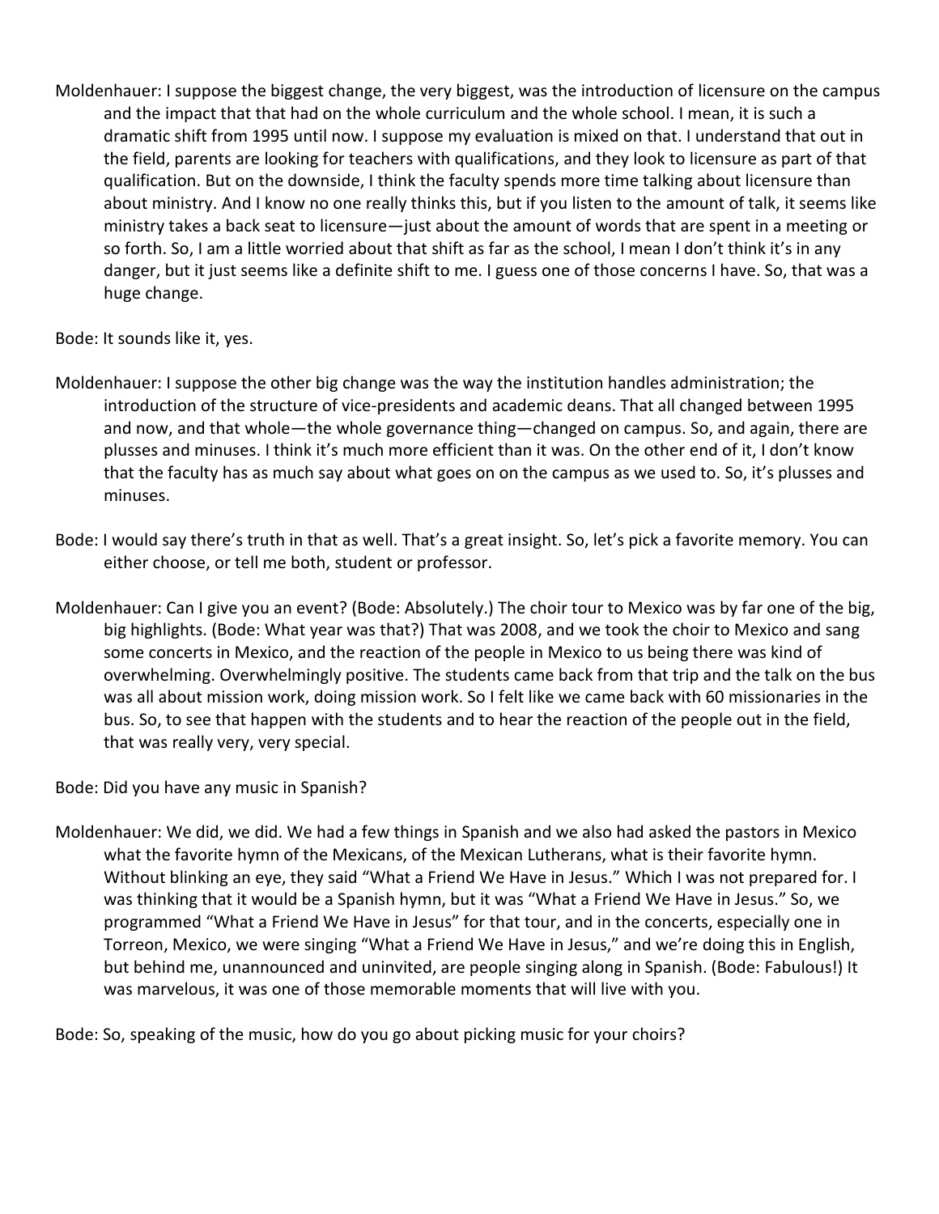Moldenhauer: I suppose the biggest change, the very biggest, was the introduction of licensure on the campus and the impact that that had on the whole curriculum and the whole school. I mean, it is such a dramatic shift from 1995 until now. I suppose my evaluation is mixed on that. I understand that out in the field, parents are looking for teachers with qualifications, and they look to licensure as part of that qualification. But on the downside, I think the faculty spends more time talking about licensure than about ministry. And I know no one really thinks this, but if you listen to the amount of talk, it seems like ministry takes a back seat to licensure—just about the amount of words that are spent in a meeting or so forth. So, I am a little worried about that shift as far as the school, I mean I don't think it's in any danger, but it just seems like a definite shift to me. I guess one of those concerns I have. So, that was a huge change.

Bode: It sounds like it, yes.

Moldenhauer: I suppose the other big change was the way the institution handles administration; the introduction of the structure of vice-presidents and academic deans. That all changed between 1995 and now, and that whole—the whole governance thing—changed on campus. So, and again, there are plusses and minuses. I think it's much more efficient than it was. On the other end of it, I don't know that the faculty has as much say about what goes on on the campus as we used to. So, it's plusses and minuses.

Bode: I would say there's truth in that as well. That's a great insight. So, let's pick a favorite memory. You can either choose, or tell me both, student or professor.

Moldenhauer: Can I give you an event? (Bode: Absolutely.) The choir tour to Mexico was by far one of the big, big highlights. (Bode: What year was that?) That was 2008, and we took the choir to Mexico and sang some concerts in Mexico, and the reaction of the people in Mexico to us being there was kind of overwhelming. Overwhelmingly positive. The students came back from that trip and the talk on the bus was all about mission work, doing mission work. So I felt like we came back with 60 missionaries in the bus. So, to see that happen with the students and to hear the reaction of the people out in the field, that was really very, very special.

Bode: Did you have any music in Spanish?

Moldenhauer: We did, we did. We had a few things in Spanish and we also had asked the pastors in Mexico what the favorite hymn of the Mexicans, of the Mexican Lutherans, what is their favorite hymn. Without blinking an eye, they said "What a Friend We Have in Jesus." Which I was not prepared for. I was thinking that it would be a Spanish hymn, but it was "What a Friend We Have in Jesus." So, we programmed "What a Friend We Have in Jesus" for that tour, and in the concerts, especially one in Torreon, Mexico, we were singing "What a Friend We Have in Jesus," and we're doing this in English, but behind me, unannounced and uninvited, are people singing along in Spanish. (Bode: Fabulous!) It was marvelous, it was one of those memorable moments that will live with you.

Bode: So, speaking of the music, how do you go about picking music for your choirs?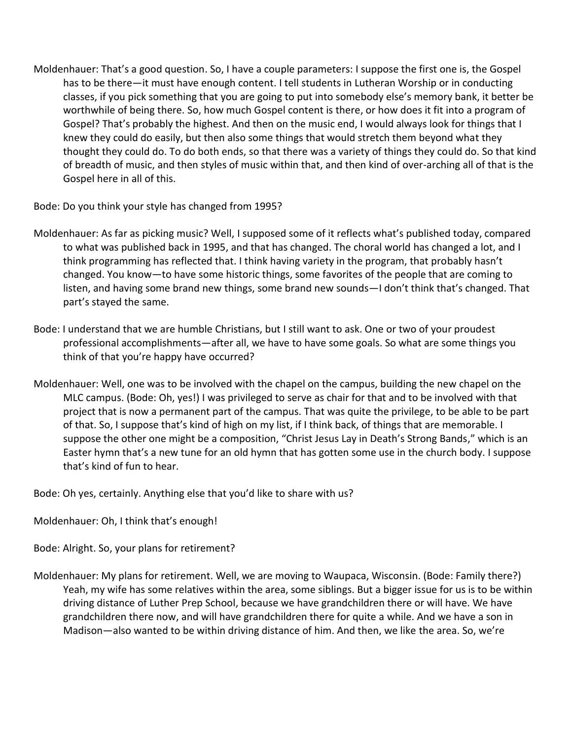Moldenhauer: That's a good question. So, I have a couple parameters: I suppose the first one is, the Gospel has to be there—it must have enough content. I tell students in Lutheran Worship or in conducting classes, if you pick something that you are going to put into somebody else's memory bank, it better be worthwhile of being there. So, how much Gospel content is there, or how does it fit into a program of Gospel? That's probably the highest. And then on the music end, I would always look for things that I knew they could do easily, but then also some things that would stretch them beyond what they thought they could do. To do both ends, so that there was a variety of things they could do. So that kind of breadth of music, and then styles of music within that, and then kind of over-arching all of that is the Gospel here in all of this.

Bode: Do you think your style has changed from 1995?

Moldenhauer: As far as picking music? Well, I supposed some of it reflects what's published today, compared to what was published back in 1995, and that has changed. The choral world has changed a lot, and I think programming has reflected that. I think having variety in the program, that probably hasn't changed. You know—to have some historic things, some favorites of the people that are coming to listen, and having some brand new things, some brand new sounds—I don't think that's changed. That part's stayed the same.

Bode: I understand that we are humble Christians, but I still want to ask. One or two of your proudest professional accomplishments—after all, we have to have some goals. So what are some things you think of that you're happy have occurred?

Moldenhauer: Well, one was to be involved with the chapel on the campus, building the new chapel on the MLC campus. (Bode: Oh, yes!) I was privileged to serve as chair for that and to be involved with that project that is now a permanent part of the campus. That was quite the privilege, to be able to be part of that. So, I suppose that's kind of high on my list, if I think back, of things that are memorable. I suppose the other one might be a composition, "Christ Jesus Lay in Death's Strong Bands," which is an Easter hymn that's a new tune for an old hymn that has gotten some use in the church body. I suppose that's kind of fun to hear.

Bode: Oh yes, certainly. Anything else that you'd like to share with us?

Moldenhauer: Oh, I think that's enough!

Bode: Alright. So, your plans for retirement?

Moldenhauer: My plans for retirement. Well, we are moving to Waupaca, Wisconsin. (Bode: Family there?) Yeah, my wife has some relatives within the area, some siblings. But a bigger issue for us is to be within driving distance of Luther Prep School, because we have grandchildren there or will have. We have grandchildren there now, and will have grandchildren there for quite a while. And we have a son in Madison—also wanted to be within driving distance of him. And then, we like the area. So, we're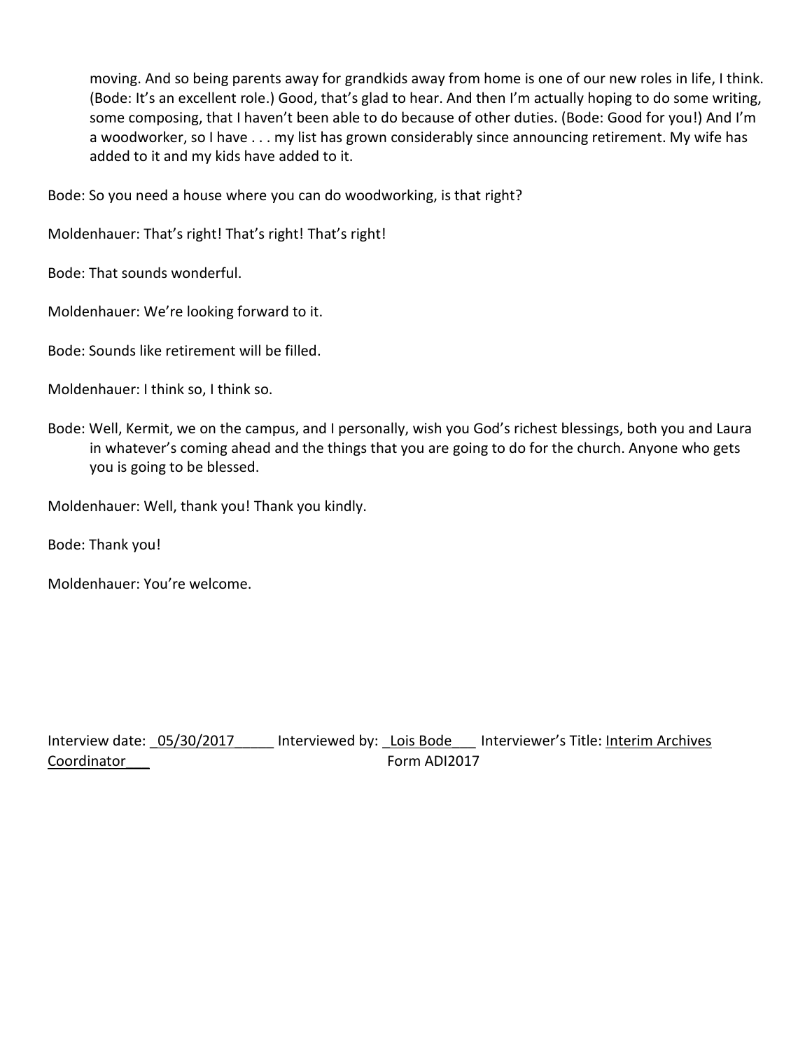moving. And so being parents away for grandkids away from home is one of our new roles in life, I think. (Bode: It's an excellent role.) Good, that's glad to hear. And then I'm actually hoping to do some writing, some composing, that I haven't been able to do because of other duties. (Bode: Good for you!) And I'm a woodworker, so I have . . . my list has grown considerably since announcing retirement. My wife has added to it and my kids have added to it.

Bode: So you need a house where you can do woodworking, is that right?

Moldenhauer: That's right! That's right! That's right!

Bode: That sounds wonderful.

Moldenhauer: We're looking forward to it.

Bode: Sounds like retirement will be filled.

Moldenhauer: I think so, I think so.

Bode: Well, Kermit, we on the campus, and I personally, wish you God's richest blessings, both you and Laura in whatever's coming ahead and the things that you are going to do for the church. Anyone who gets you is going to be blessed.

Moldenhauer: Well, thank you! Thank you kindly.

Bode: Thank you!

Moldenhauer: You're welcome.

Interview date: 05/30/2017 Interviewed by: Lois Bode Interviewer's Title: Interim Archives Coordinator Form ADI2017